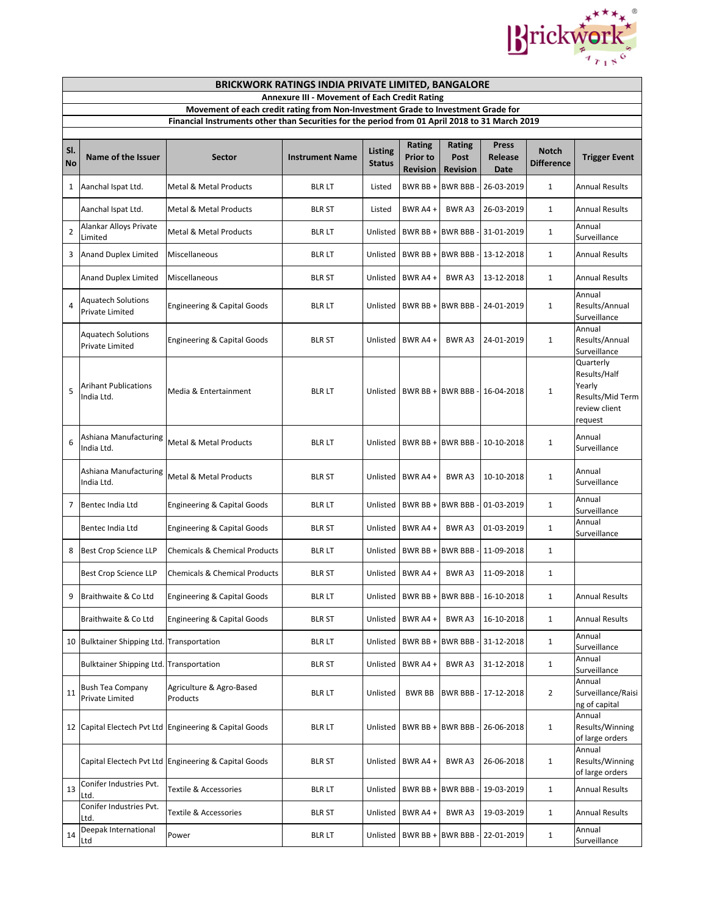# BRICKWORK RATINGS INDIA PRIVATE LIMITED, BANGALORE

**Annexure III - Movement of Each Credit Rating**

**Movement of each credit rating from Non-Investment Grade to Investment Grade for Financial Instruments other than Securities for the period from 01 April 2018 to 31 March 2019**

| Sl. No | Name of the Issuer | Sector | Instrument Name | Listing Status | Rating Prior to Revision | Rating Post Revision | Press Release Date | Notch Difference | Trigger Event |
|---|---|---|---|---|---|---|---|---|---|
| 1 | Aanchal Ispat Ltd. | Metal & Metal Products | BLR LT | Listed | BWR BB + | BWR BBB - | 26-03-2019 | 1 | Annual Results |
| | Aanchal Ispat Ltd. | Metal & Metal Products | BLR ST | Listed | BWR A4 + | BWR A3 | 26-03-2019 | 1 | Annual Results |
| 2 | Alankar Alloys Private Limited | Metal & Metal Products | BLR LT | Unlisted | BWR BB + | BWR BBB - | 31-01-2019 | 1 | Annual Surveillance |
| 3 | Anand Duplex Limited | Miscellaneous | BLR LT | Unlisted | BWR BB + | BWR BBB - | 13-12-2018 | 1 | Annual Results |
| | Anand Duplex Limited | Miscellaneous | BLR ST | Unlisted | BWR A4 + | BWR A3 | 13-12-2018 | 1 | Annual Results |
| 4 | Aquatech Solutions Private Limited | Engineering & Capital Goods | BLR LT | Unlisted | BWR BB + | BWR BBB - | 24-01-2019 | 1 | Annual Results/Annual Surveillance |
| | Aquatech Solutions Private Limited | Engineering & Capital Goods | BLR ST | Unlisted | BWR A4 + | BWR A3 | 24-01-2019 | 1 | Annual Results/Annual Surveillance |
| 5 | Arihant Publications India Ltd. | Media & Entertainment | BLR LT | Unlisted | BWR BB + | BWR BBB - | 16-04-2018 | 1 | Quarterly Results/Half Yearly Results/Mid Term review client request |
| 6 | Ashiana Manufacturing India Ltd. | Metal & Metal Products | BLR LT | Unlisted | BWR BB + | BWR BBB - | 10-10-2018 | 1 | Annual Surveillance |
| | Ashiana Manufacturing India Ltd. | Metal & Metal Products | BLR ST | Unlisted | BWR A4 + | BWR A3 | 10-10-2018 | 1 | Annual Surveillance |
| 7 | Bentec India Ltd | Engineering & Capital Goods | BLR LT | Unlisted | BWR BB + | BWR BBB - | 01-03-2019 | 1 | Annual Surveillance |
| | Bentec India Ltd | Engineering & Capital Goods | BLR ST | Unlisted | BWR A4 + | BWR A3 | 01-03-2019 | 1 | Annual Surveillance |
| 8 | Best Crop Science LLP | Chemicals & Chemical Products | BLR LT | Unlisted | BWR BB + | BWR BBB - | 11-09-2018 | 1 | |
| | Best Crop Science LLP | Chemicals & Chemical Products | BLR ST | Unlisted | BWR A4 + | BWR A3 | 11-09-2018 | 1 | |
| 9 | Braithwaite & Co Ltd | Engineering & Capital Goods | BLR LT | Unlisted | BWR BB + | BWR BBB - | 16-10-2018 | 1 | Annual Results |
| | Braithwaite & Co Ltd | Engineering & Capital Goods | BLR ST | Unlisted | BWR A4 + | BWR A3 | 16-10-2018 | 1 | Annual Results |
| 10 | Bulktainer Shipping Ltd. | Transportation | BLR LT | Unlisted | BWR BB + | BWR BBB - | 31-12-2018 | 1 | Annual Surveillance |
| | Bulktainer Shipping Ltd. | Transportation | BLR ST | Unlisted | BWR A4 + | BWR A3 | 31-12-2018 | 1 | Annual Surveillance |
| 11 | Bush Tea Company Private Limited | Agriculture & Agro-Based Products | BLR LT | Unlisted | BWR BB | BWR BBB - | 17-12-2018 | 2 | Annual Surveillance/Raising of capital |
| 12 | Capital Electech Pvt Ltd | Engineering & Capital Goods | BLR LT | Unlisted | BWR BB + | BWR BBB - | 26-06-2018 | 1 | Annual Results/Winning of large orders |
| | Capital Electech Pvt Ltd | Engineering & Capital Goods | BLR ST | Unlisted | BWR A4 + | BWR A3 | 26-06-2018 | 1 | Annual Results/Winning of large orders |
| 13 | Conifer Industries Pvt. Ltd. | Textile & Accessories | BLR LT | Unlisted | BWR BB + | BWR BBB - | 19-03-2019 | 1 | Annual Results |
| | Conifer Industries Pvt. Ltd. | Textile & Accessories | BLR ST | Unlisted | BWR A4 + | BWR A3 | 19-03-2019 | 1 | Annual Results |
| 14 | Deepak International Ltd | Power | BLR LT | Unlisted | BWR BB + | BWR BBB - | 22-01-2019 | 1 | Annual Surveillance |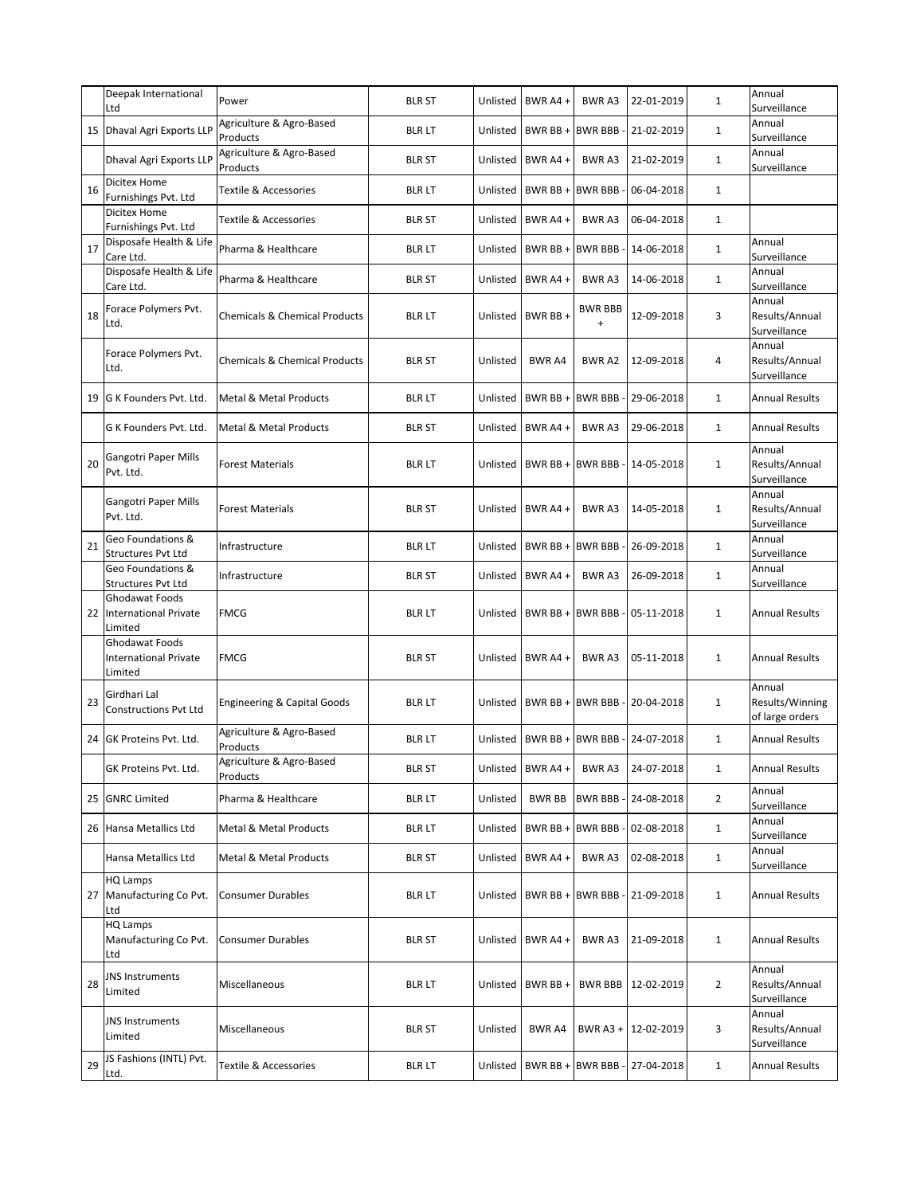|  |  |  |  |  |  |  |  |  |  |
|---|---|---|---|---|---|---|---|---|---|
|  | Deepak International Ltd | Power | BLR ST | Unlisted | BWR A4 + | BWR A3 | 22-01-2019 | 1 | Annual Surveillance |
| 15 | Dhaval Agri Exports LLP | Agriculture & Agro-Based Products | BLR LT | Unlisted | BWR BB + | BWR BBB - | 21-02-2019 | 1 | Annual Surveillance |
|  | Dhaval Agri Exports LLP | Agriculture & Agro-Based Products | BLR ST | Unlisted | BWR A4 + | BWR A3 | 21-02-2019 | 1 | Annual Surveillance |
| 16 | Dicitex Home Furnishings Pvt. Ltd | Textile & Accessories | BLR LT | Unlisted | BWR BB + | BWR BBB - | 06-04-2018 | 1 |  |
|  | Dicitex Home Furnishings Pvt. Ltd | Textile & Accessories | BLR ST | Unlisted | BWR A4 + | BWR A3 | 06-04-2018 | 1 |  |
| 17 | Disposafe Health & Life Care Ltd. | Pharma & Healthcare | BLR LT | Unlisted | BWR BB + | BWR BBB - | 14-06-2018 | 1 | Annual Surveillance |
|  | Disposafe Health & Life Care Ltd. | Pharma & Healthcare | BLR ST | Unlisted | BWR A4 + | BWR A3 | 14-06-2018 | 1 | Annual Surveillance |
| 18 | Forace Polymers Pvt. Ltd. | Chemicals & Chemical Products | BLR LT | Unlisted | BWR BB + | BWR BBB + | 12-09-2018 | 3 | Annual Results/Annual Surveillance |
|  | Forace Polymers Pvt. Ltd. | Chemicals & Chemical Products | BLR ST | Unlisted | BWR A4 | BWR A2 | 12-09-2018 | 4 | Annual Results/Annual Surveillance |
| 19 | G K Founders Pvt. Ltd. | Metal & Metal Products | BLR LT | Unlisted | BWR BB + | BWR BBB - | 29-06-2018 | 1 | Annual Results |
|  | G K Founders Pvt. Ltd. | Metal & Metal Products | BLR ST | Unlisted | BWR A4 + | BWR A3 | 29-06-2018 | 1 | Annual Results |
| 20 | Gangotri Paper Mills Pvt. Ltd. | Forest Materials | BLR LT | Unlisted | BWR BB + | BWR BBB - | 14-05-2018 | 1 | Annual Results/Annual Surveillance |
|  | Gangotri Paper Mills Pvt. Ltd. | Forest Materials | BLR ST | Unlisted | BWR A4 + | BWR A3 | 14-05-2018 | 1 | Annual Results/Annual Surveillance |
| 21 | Geo Foundations & Structures Pvt Ltd | Infrastructure | BLR LT | Unlisted | BWR BB + | BWR BBB - | 26-09-2018 | 1 | Annual Surveillance |
|  | Geo Foundations & Structures Pvt Ltd | Infrastructure | BLR ST | Unlisted | BWR A4 + | BWR A3 | 26-09-2018 | 1 | Annual Surveillance |
| 22 | Ghodawat Foods International Private Limited | FMCG | BLR LT | Unlisted | BWR BB + | BWR BBB - | 05-11-2018 | 1 | Annual Results |
|  | Ghodawat Foods International Private Limited | FMCG | BLR ST | Unlisted | BWR A4 + | BWR A3 | 05-11-2018 | 1 | Annual Results |
| 23 | Girdhari Lal Constructions Pvt Ltd | Engineering & Capital Goods | BLR LT | Unlisted | BWR BB + | BWR BBB - | 20-04-2018 | 1 | Annual Results/Winning of large orders |
| 24 | GK Proteins Pvt. Ltd. | Agriculture & Agro-Based Products | BLR LT | Unlisted | BWR BB + | BWR BBB - | 24-07-2018 | 1 | Annual Results |
|  | GK Proteins Pvt. Ltd. | Agriculture & Agro-Based Products | BLR ST | Unlisted | BWR A4 + | BWR A3 | 24-07-2018 | 1 | Annual Results |
| 25 | GNRC Limited | Pharma & Healthcare | BLR LT | Unlisted | BWR BB | BWR BBB - | 24-08-2018 | 2 | Annual Surveillance |
| 26 | Hansa Metallics Ltd | Metal & Metal Products | BLR LT | Unlisted | BWR BB + | BWR BBB - | 02-08-2018 | 1 | Annual Surveillance |
|  | Hansa Metallics Ltd | Metal & Metal Products | BLR ST | Unlisted | BWR A4 + | BWR A3 | 02-08-2018 | 1 | Annual Surveillance |
| 27 | HQ Lamps Manufacturing Co Pvt. Ltd | Consumer Durables | BLR LT | Unlisted | BWR BB + | BWR BBB - | 21-09-2018 | 1 | Annual Results |
|  | HQ Lamps Manufacturing Co Pvt. Ltd | Consumer Durables | BLR ST | Unlisted | BWR A4 + | BWR A3 | 21-09-2018 | 1 | Annual Results |
| 28 | JNS Instruments Limited | Miscellaneous | BLR LT | Unlisted | BWR BB + | BWR BBB | 12-02-2019 | 2 | Annual Results/Annual Surveillance |
|  | JNS Instruments Limited | Miscellaneous | BLR ST | Unlisted | BWR A4 | BWR A3 + | 12-02-2019 | 3 | Annual Results/Annual Surveillance |
| 29 | JS Fashions (INTL) Pvt. Ltd. | Textile & Accessories | BLR LT | Unlisted | BWR BB + | BWR BBB - | 27-04-2018 | 1 | Annual Results |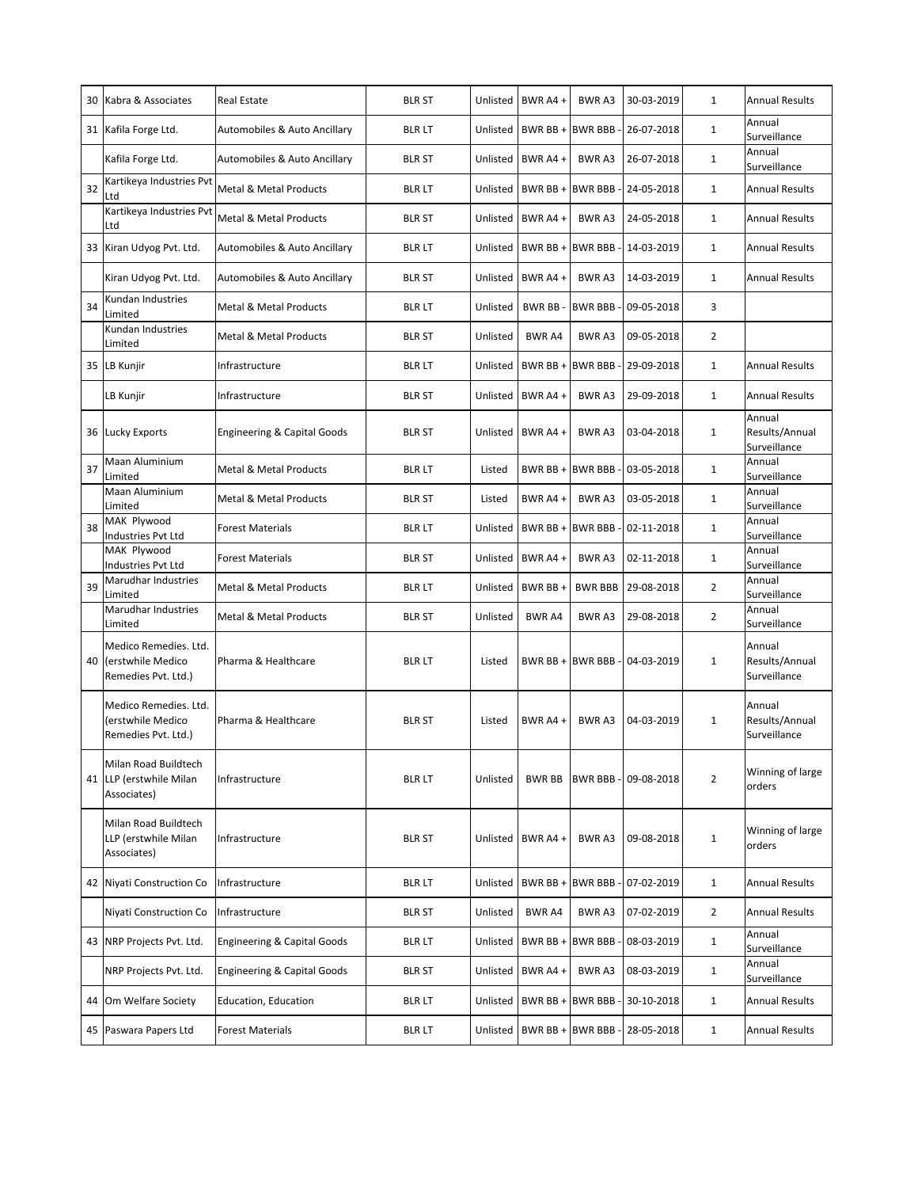| | | | | | | | | | |
|---|---|---|---|---|---|---|---|---|---|
| 30 | Kabra & Associates | Real Estate | BLR ST | Unlisted | BWR A4 + | BWR A3 | 30-03-2019 | 1 | Annual Results |
| 31 | Kafila Forge Ltd. | Automobiles & Auto Ancillary | BLR LT | Unlisted | BWR BB + | BWR BBB - | 26-07-2018 | 1 | Annual Surveillance |
| | Kafila Forge Ltd. | Automobiles & Auto Ancillary | BLR ST | Unlisted | BWR A4 + | BWR A3 | 26-07-2018 | 1 | Annual Surveillance |
| 32 | Kartikeya Industries Pvt Ltd | Metal & Metal Products | BLR LT | Unlisted | BWR BB + | BWR BBB - | 24-05-2018 | 1 | Annual Results |
| | Kartikeya Industries Pvt Ltd | Metal & Metal Products | BLR ST | Unlisted | BWR A4 + | BWR A3 | 24-05-2018 | 1 | Annual Results |
| 33 | Kiran Udyog Pvt. Ltd. | Automobiles & Auto Ancillary | BLR LT | Unlisted | BWR BB + | BWR BBB - | 14-03-2019 | 1 | Annual Results |
| | Kiran Udyog Pvt. Ltd. | Automobiles & Auto Ancillary | BLR ST | Unlisted | BWR A4 + | BWR A3 | 14-03-2019 | 1 | Annual Results |
| 34 | Kundan Industries Limited | Metal & Metal Products | BLR LT | Unlisted | BWR BB - | BWR BBB - | 09-05-2018 | 3 | |
| | Kundan Industries Limited | Metal & Metal Products | BLR ST | Unlisted | BWR A4 | BWR A3 | 09-05-2018 | 2 | |
| 35 | LB Kunjir | Infrastructure | BLR LT | Unlisted | BWR BB + | BWR BBB - | 29-09-2018 | 1 | Annual Results |
| | LB Kunjir | Infrastructure | BLR ST | Unlisted | BWR A4 + | BWR A3 | 29-09-2018 | 1 | Annual Results |
| 36 | Lucky Exports | Engineering & Capital Goods | BLR ST | Unlisted | BWR A4 + | BWR A3 | 03-04-2018 | 1 | Annual Results/Annual Surveillance |
| 37 | Maan Aluminium Limited | Metal & Metal Products | BLR LT | Listed | BWR BB + | BWR BBB - | 03-05-2018 | 1 | Annual Surveillance |
| | Maan Aluminium Limited | Metal & Metal Products | BLR ST | Listed | BWR A4 + | BWR A3 | 03-05-2018 | 1 | Annual Surveillance |
| 38 | MAK Plywood Industries Pvt Ltd | Forest Materials | BLR LT | Unlisted | BWR BB + | BWR BBB - | 02-11-2018 | 1 | Annual Surveillance |
| | MAK Plywood Industries Pvt Ltd | Forest Materials | BLR ST | Unlisted | BWR A4 + | BWR A3 | 02-11-2018 | 1 | Annual Surveillance |
| 39 | Marudhar Industries Limited | Metal & Metal Products | BLR LT | Unlisted | BWR BB + | BWR BBB | 29-08-2018 | 2 | Annual Surveillance |
| | Marudhar Industries Limited | Metal & Metal Products | BLR ST | Unlisted | BWR A4 | BWR A3 | 29-08-2018 | 2 | Annual Surveillance |
| 40 | Medico Remedies. Ltd. (erstwhile Medico Remedies Pvt. Ltd.) | Pharma & Healthcare | BLR LT | Listed | BWR BB + | BWR BBB - | 04-03-2019 | 1 | Annual Results/Annual Surveillance |
| | Medico Remedies. Ltd. (erstwhile Medico Remedies Pvt. Ltd.) | Pharma & Healthcare | BLR ST | Listed | BWR A4 + | BWR A3 | 04-03-2019 | 1 | Annual Results/Annual Surveillance |
| 41 | Milan Road Buildtech LLP (erstwhile Milan Associates) | Infrastructure | BLR LT | Unlisted | BWR BB | BWR BBB - | 09-08-2018 | 2 | Winning of large orders |
| | Milan Road Buildtech LLP (erstwhile Milan Associates) | Infrastructure | BLR ST | Unlisted | BWR A4 + | BWR A3 | 09-08-2018 | 1 | Winning of large orders |
| 42 | Niyati Construction Co | Infrastructure | BLR LT | Unlisted | BWR BB + | BWR BBB - | 07-02-2019 | 1 | Annual Results |
| | Niyati Construction Co | Infrastructure | BLR ST | Unlisted | BWR A4 | BWR A3 | 07-02-2019 | 2 | Annual Results |
| 43 | NRP Projects Pvt. Ltd. | Engineering & Capital Goods | BLR LT | Unlisted | BWR BB + | BWR BBB - | 08-03-2019 | 1 | Annual Surveillance |
| | NRP Projects Pvt. Ltd. | Engineering & Capital Goods | BLR ST | Unlisted | BWR A4 + | BWR A3 | 08-03-2019 | 1 | Annual Surveillance |
| 44 | Om Welfare Society | Education, Education | BLR LT | Unlisted | BWR BB + | BWR BBB - | 30-10-2018 | 1 | Annual Results |
| 45 | Paswara Papers Ltd | Forest Materials | BLR LT | Unlisted | BWR BB + | BWR BBB - | 28-05-2018 | 1 | Annual Results |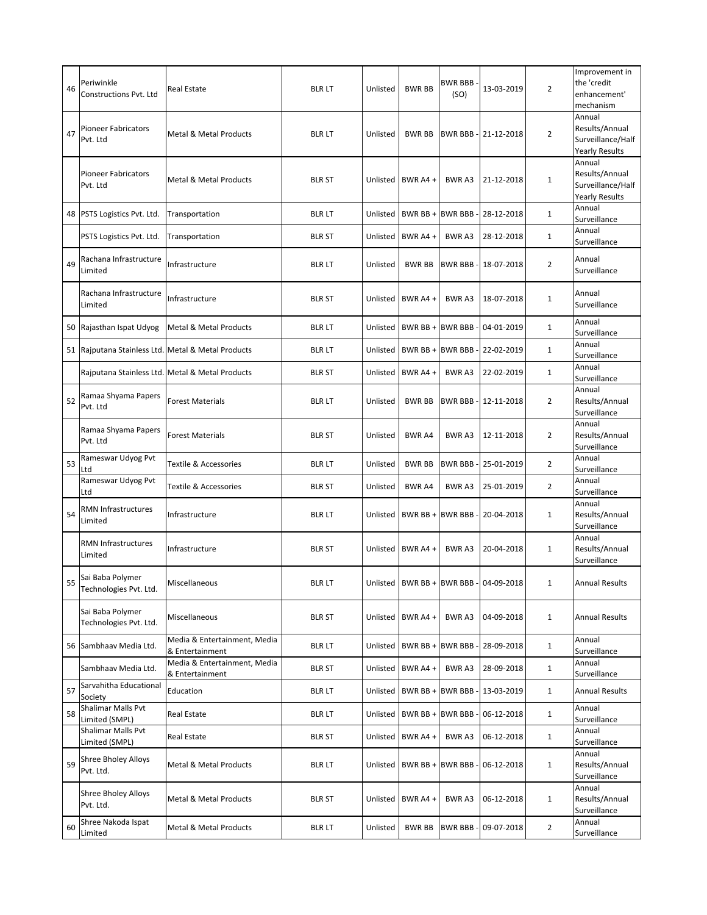| | | | | | | | | | |
|---|---|---|---|---|---|---|---|---|---|
| 46 | Periwinkle Constructions Pvt. Ltd | Real Estate | BLR LT | Unlisted | BWR BB | BWR BBB - (SO) | 13-03-2019 | 2 | Improvement in the 'credit enhancement' mechanism |
| 47 | Pioneer Fabricators Pvt. Ltd | Metal & Metal Products | BLR LT | Unlisted | BWR BB | BWR BBB - | 21-12-2018 | 2 | Annual Results/Annual Surveillance/Half Yearly Results |
| | Pioneer Fabricators Pvt. Ltd | Metal & Metal Products | BLR ST | Unlisted | BWR A4 + | BWR A3 | 21-12-2018 | 1 | Annual Results/Annual Surveillance/Half Yearly Results |
| 48 | PSTS Logistics Pvt. Ltd. | Transportation | BLR LT | Unlisted | BWR BB + | BWR BBB - | 28-12-2018 | 1 | Annual Surveillance |
| | PSTS Logistics Pvt. Ltd. | Transportation | BLR ST | Unlisted | BWR A4 + | BWR A3 | 28-12-2018 | 1 | Annual Surveillance |
| 49 | Rachana Infrastructure Limited | Infrastructure | BLR LT | Unlisted | BWR BB | BWR BBB - | 18-07-2018 | 2 | Annual Surveillance |
| | Rachana Infrastructure Limited | Infrastructure | BLR ST | Unlisted | BWR A4 + | BWR A3 | 18-07-2018 | 1 | Annual Surveillance |
| 50 | Rajasthan Ispat Udyog | Metal & Metal Products | BLR LT | Unlisted | BWR BB + | BWR BBB - | 04-01-2019 | 1 | Annual Surveillance |
| 51 | Rajputana Stainless Ltd. | Metal & Metal Products | BLR LT | Unlisted | BWR BB + | BWR BBB - | 22-02-2019 | 1 | Annual Surveillance |
| | Rajputana Stainless Ltd. | Metal & Metal Products | BLR ST | Unlisted | BWR A4 + | BWR A3 | 22-02-2019 | 1 | Annual Surveillance |
| 52 | Ramaa Shyama Papers Pvt. Ltd | Forest Materials | BLR LT | Unlisted | BWR BB | BWR BBB - | 12-11-2018 | 2 | Annual Results/Annual Surveillance |
| | Ramaa Shyama Papers Pvt. Ltd | Forest Materials | BLR ST | Unlisted | BWR A4 | BWR A3 | 12-11-2018 | 2 | Annual Results/Annual Surveillance |
| 53 | Rameswar Udyog Pvt Ltd | Textile & Accessories | BLR LT | Unlisted | BWR BB | BWR BBB - | 25-01-2019 | 2 | Annual Surveillance |
| | Rameswar Udyog Pvt Ltd | Textile & Accessories | BLR ST | Unlisted | BWR A4 | BWR A3 | 25-01-2019 | 2 | Annual Surveillance |
| 54 | RMN Infrastructures Limited | Infrastructure | BLR LT | Unlisted | BWR BB + | BWR BBB - | 20-04-2018 | 1 | Annual Results/Annual Surveillance |
| | RMN Infrastructures Limited | Infrastructure | BLR ST | Unlisted | BWR A4 + | BWR A3 | 20-04-2018 | 1 | Annual Results/Annual Surveillance |
| 55 | Sai Baba Polymer Technologies Pvt. Ltd. | Miscellaneous | BLR LT | Unlisted | BWR BB + | BWR BBB - | 04-09-2018 | 1 | Annual Results |
| | Sai Baba Polymer Technologies Pvt. Ltd. | Miscellaneous | BLR ST | Unlisted | BWR A4 + | BWR A3 | 04-09-2018 | 1 | Annual Results |
| 56 | Sambhaav Media Ltd. | Media & Entertainment, Media & Entertainment | BLR LT | Unlisted | BWR BB + | BWR BBB - | 28-09-2018 | 1 | Annual Surveillance |
| | Sambhaav Media Ltd. | Media & Entertainment, Media & Entertainment | BLR ST | Unlisted | BWR A4 + | BWR A3 | 28-09-2018 | 1 | Annual Surveillance |
| 57 | Sarvahitha Educational Society | Education | BLR LT | Unlisted | BWR BB + | BWR BBB - | 13-03-2019 | 1 | Annual Results |
| 58 | Shalimar Malls Pvt Limited (SMPL) | Real Estate | BLR LT | Unlisted | BWR BB + | BWR BBB - | 06-12-2018 | 1 | Annual Surveillance |
| | Shalimar Malls Pvt Limited (SMPL) | Real Estate | BLR ST | Unlisted | BWR A4 + | BWR A3 | 06-12-2018 | 1 | Annual Surveillance |
| 59 | Shree Bholey Alloys Pvt. Ltd. | Metal & Metal Products | BLR LT | Unlisted | BWR BB + | BWR BBB - | 06-12-2018 | 1 | Annual Results/Annual Surveillance |
| | Shree Bholey Alloys Pvt. Ltd. | Metal & Metal Products | BLR ST | Unlisted | BWR A4 + | BWR A3 | 06-12-2018 | 1 | Annual Results/Annual Surveillance |
| 60 | Shree Nakoda Ispat Limited | Metal & Metal Products | BLR LT | Unlisted | BWR BB | BWR BBB - | 09-07-2018 | 2 | Annual Surveillance |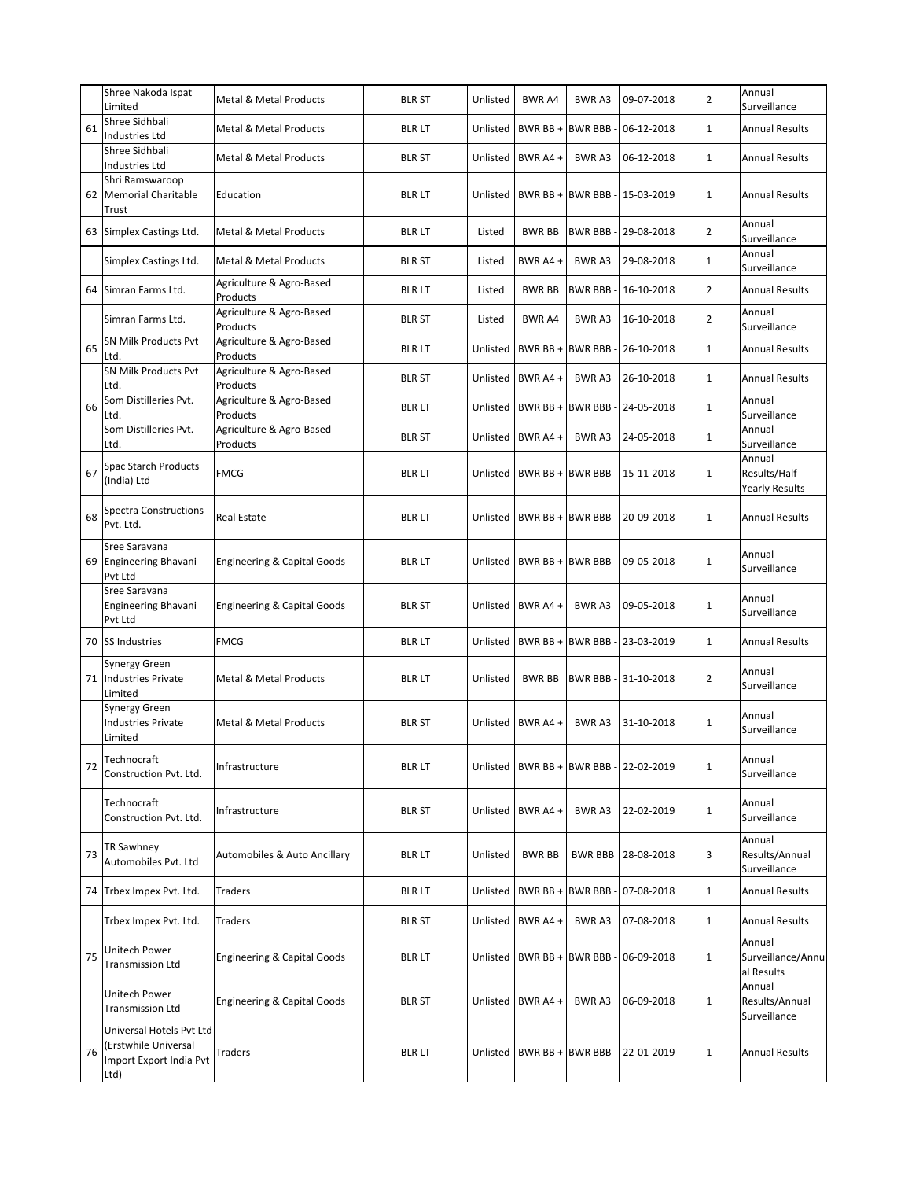|  |  |  |  |  |  |  |  |  |  |
|---|---|---|---|---|---|---|---|---|---|
|  | Shree Nakoda Ispat Limited | Metal & Metal Products | BLR ST | Unlisted | BWR A4 | BWR A3 | 09-07-2018 | 2 | Annual Surveillance |
| 61 | Shree Sidhbali Industries Ltd | Metal & Metal Products | BLR LT | Unlisted | BWR BB + | BWR BBB - | 06-12-2018 | 1 | Annual Results |
|  | Shree Sidhbali Industries Ltd | Metal & Metal Products | BLR ST | Unlisted | BWR A4 + | BWR A3 | 06-12-2018 | 1 | Annual Results |
| 62 | Shri Ramswaroop Memorial Charitable Trust | Education | BLR LT | Unlisted | BWR BB + | BWR BBB - | 15-03-2019 | 1 | Annual Results |
| 63 | Simplex Castings Ltd. | Metal & Metal Products | BLR LT | Listed | BWR BB | BWR BBB - | 29-08-2018 | 2 | Annual Surveillance |
|  | Simplex Castings Ltd. | Metal & Metal Products | BLR ST | Listed | BWR A4 + | BWR A3 | 29-08-2018 | 1 | Annual Surveillance |
| 64 | Simran Farms Ltd. | Agriculture & Agro-Based Products | BLR LT | Listed | BWR BB | BWR BBB - | 16-10-2018 | 2 | Annual Results |
|  | Simran Farms Ltd. | Agriculture & Agro-Based Products | BLR ST | Listed | BWR A4 | BWR A3 | 16-10-2018 | 2 | Annual Surveillance |
| 65 | SN Milk Products Pvt Ltd. | Agriculture & Agro-Based Products | BLR LT | Unlisted | BWR BB + | BWR BBB - | 26-10-2018 | 1 | Annual Results |
|  | SN Milk Products Pvt Ltd. | Agriculture & Agro-Based Products | BLR ST | Unlisted | BWR A4 + | BWR A3 | 26-10-2018 | 1 | Annual Results |
| 66 | Som Distilleries Pvt. Ltd. | Agriculture & Agro-Based Products | BLR LT | Unlisted | BWR BB + | BWR BBB - | 24-05-2018 | 1 | Annual Surveillance |
|  | Som Distilleries Pvt. Ltd. | Agriculture & Agro-Based Products | BLR ST | Unlisted | BWR A4 + | BWR A3 | 24-05-2018 | 1 | Annual Surveillance |
| 67 | Spac Starch Products (India) Ltd | FMCG | BLR LT | Unlisted | BWR BB + | BWR BBB - | 15-11-2018 | 1 | Annual Results/Half Yearly Results |
| 68 | Spectra Constructions Pvt. Ltd. | Real Estate | BLR LT | Unlisted | BWR BB + | BWR BBB - | 20-09-2018 | 1 | Annual Results |
| 69 | Sree Saravana Engineering Bhavani Pvt Ltd | Engineering & Capital Goods | BLR LT | Unlisted | BWR BB + | BWR BBB - | 09-05-2018 | 1 | Annual Surveillance |
|  | Sree Saravana Engineering Bhavani Pvt Ltd | Engineering & Capital Goods | BLR ST | Unlisted | BWR A4 + | BWR A3 | 09-05-2018 | 1 | Annual Surveillance |
| 70 | SS Industries | FMCG | BLR LT | Unlisted | BWR BB + | BWR BBB - | 23-03-2019 | 1 | Annual Results |
| 71 | Synergy Green Industries Private Limited | Metal & Metal Products | BLR LT | Unlisted | BWR BB | BWR BBB - | 31-10-2018 | 2 | Annual Surveillance |
|  | Synergy Green Industries Private Limited | Metal & Metal Products | BLR ST | Unlisted | BWR A4 + | BWR A3 | 31-10-2018 | 1 | Annual Surveillance |
| 72 | Technocraft Construction Pvt. Ltd. | Infrastructure | BLR LT | Unlisted | BWR BB + | BWR BBB - | 22-02-2019 | 1 | Annual Surveillance |
|  | Technocraft Construction Pvt. Ltd. | Infrastructure | BLR ST | Unlisted | BWR A4 + | BWR A3 | 22-02-2019 | 1 | Annual Surveillance |
| 73 | TR Sawhney Automobiles Pvt. Ltd | Automobiles & Auto Ancillary | BLR LT | Unlisted | BWR BB | BWR BBB | 28-08-2018 | 3 | Annual Results/Annual Surveillance |
| 74 | Trbex Impex Pvt. Ltd. | Traders | BLR LT | Unlisted | BWR BB + | BWR BBB - | 07-08-2018 | 1 | Annual Results |
|  | Trbex Impex Pvt. Ltd. | Traders | BLR ST | Unlisted | BWR A4 + | BWR A3 | 07-08-2018 | 1 | Annual Results |
| 75 | Unitech Power Transmission Ltd | Engineering & Capital Goods | BLR LT | Unlisted | BWR BB + | BWR BBB - | 06-09-2018 | 1 | Annual Surveillance/Annual Results |
|  | Unitech Power Transmission Ltd | Engineering & Capital Goods | BLR ST | Unlisted | BWR A4 + | BWR A3 | 06-09-2018 | 1 | Annual Results/Annual Surveillance |
| 76 | Universal Hotels Pvt Ltd (Erstwhile Universal Import Export India Pvt Ltd) | Traders | BLR LT | Unlisted | BWR BB + | BWR BBB - | 22-01-2019 | 1 | Annual Results |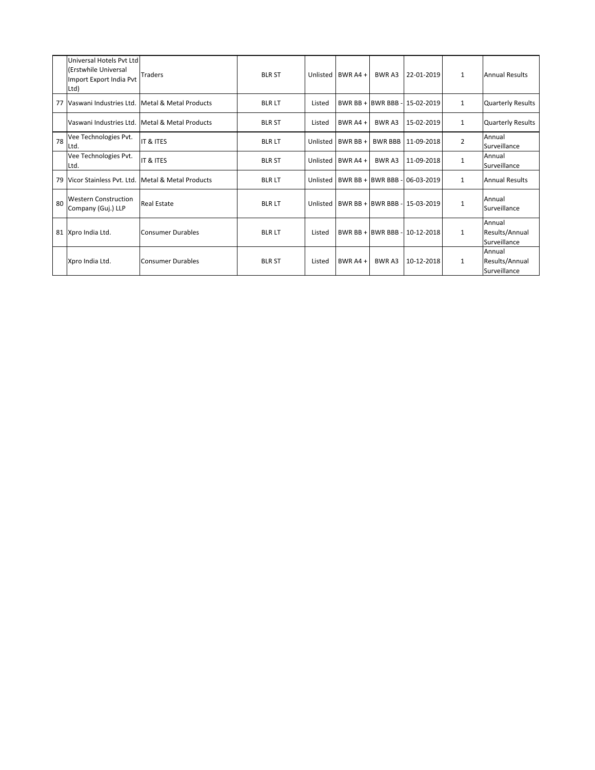| | | | | | | | | | |
|---|---|---|---|---|---|---|---|---|---|
| | Universal Hotels Pvt Ltd (Erstwhile Universal Import Export India Pvt Ltd) | Traders | BLR ST | Unlisted | BWR A4 + | BWR A3 | 22-01-2019 | 1 | Annual Results |
| 77 | Vaswani Industries Ltd. | Metal & Metal Products | BLR LT | Listed | BWR BB + | BWR BBB - | 15-02-2019 | 1 | Quarterly Results |
| | Vaswani Industries Ltd. | Metal & Metal Products | BLR ST | Listed | BWR A4 + | BWR A3 | 15-02-2019 | 1 | Quarterly Results |
| 78 | Vee Technologies Pvt. Ltd. | IT & ITES | BLR LT | Unlisted | BWR BB + | BWR BBB | 11-09-2018 | 2 | Annual Surveillance |
| | Vee Technologies Pvt. Ltd. | IT & ITES | BLR ST | Unlisted | BWR A4 + | BWR A3 | 11-09-2018 | 1 | Annual Surveillance |
| 79 | Vicor Stainless Pvt. Ltd. | Metal & Metal Products | BLR LT | Unlisted | BWR BB + | BWR BBB - | 06-03-2019 | 1 | Annual Results |
| 80 | Western Construction Company (Guj.) LLP | Real Estate | BLR LT | Unlisted | BWR BB + | BWR BBB - | 15-03-2019 | 1 | Annual Surveillance |
| 81 | Xpro India Ltd. | Consumer Durables | BLR LT | Listed | BWR BB + | BWR BBB - | 10-12-2018 | 1 | Annual Results/Annual Surveillance |
| | Xpro India Ltd. | Consumer Durables | BLR ST | Listed | BWR A4 + | BWR A3 | 10-12-2018 | 1 | Annual Results/Annual Surveillance |